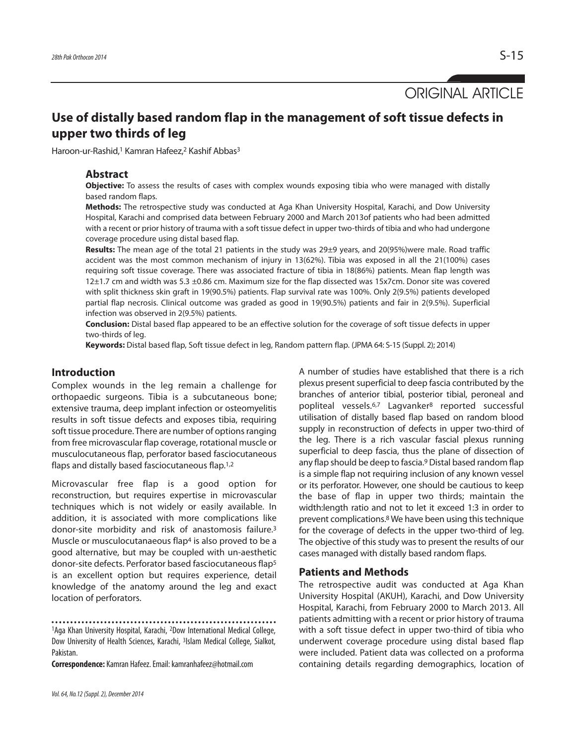ORIGINAL ARTICLE

# Use of distally based random flap in the management of soft tissue defects in upper two thirds of leg

Haroon-ur-Rashid,[1] Kamran Hafeez,[2] Kashif Abbas[3]

## Abstract

**Objective:** To assess the results of cases with complex wounds exposing tibia who were managed with distally based random flaps.

**Methods:** The retrospective study was conducted at Aga Khan University Hospital, Karachi, and Dow University Hospital, Karachi and comprised data between February 2000 and March 2013of patients who had been admitted with a recent or prior history of trauma with a soft tissue defect in upper two-thirds of tibia and who had undergone coverage procedure using distal based flap.

**Results:** The mean age of the total 21 patients in the study was 29±9 years, and 20(95%)were male. Road traffic accident was the most common mechanism of injury in 13(62%). Tibia was exposed in all the 21(100%) cases requiring soft tissue coverage. There was associated fracture of tibia in 18(86%) patients. Mean flap length was 12±1.7 cm and width was 5.3 ±0.86 cm. Maximum size for the flap dissected was 15x7cm. Donor site was covered with split thickness skin graft in 19(90.5%) patients. Flap survival rate was 100%. Only 2(9.5%) patients developed partial flap necrosis. Clinical outcome was graded as good in 19(90.5%) patients and fair in 2(9.5%). Superficial infection was observed in 2(9.5%) patients.

**Conclusion:** Distal based flap appeared to be an effective solution for the coverage of soft tissue defects in upper two-thirds of leg.

**Keywords:** Distal based flap, Soft tissue defect in leg, Random pattern flap. (JPMA 64: S-15 (Suppl. 2); 2014)

## Introduction

Complex wounds in the leg remain a challenge for orthopaedic surgeons. Tibia is a subcutaneous bone; extensive trauma, deep implant infection or osteomyelitis results in soft tissue defects and exposes tibia, requiring soft tissue procedure. There are number of options ranging from free microvascular flap coverage, rotational muscle or musculocutaneous flap, perforator based fasciocutaneous flaps and distally based fasciocutaneous flap.[1,2]

Microvascular free flap is a good option for reconstruction, but requires expertise in microvascular techniques which is not widely or easily available. In addition, it is associated with more complications like donor-site morbidity and risk of anastomosis failure.[3] Muscle or musculocutanaeous flap[4] is also proved to be a good alternative, but may be coupled with un-aesthetic donor-site defects. Perforator based fasciocutaneous flap[5] is an excellent option but requires experience, detail knowledge of the anatomy around the leg and exact location of perforators.

A number of studies have established that there is a rich plexus present superficial to deep fascia contributed by the branches of anterior tibial, posterior tibial, peroneal and popliteal vessels.[6,7] Lagvanker[8] reported successful utilisation of distally based flap based on random blood supply in reconstruction of defects in upper two-third of the leg. There is a rich vascular fascial plexus running superficial to deep fascia, thus the plane of dissection of any flap should be deep to fascia.[9] Distal based random flap is a simple flap not requiring inclusion of any known vessel or its perforator. However, one should be cautious to keep the base of flap in upper two thirds; maintain the width:length ratio and not to let it exceed 1:3 in order to prevent complications.[8] We have been using this technique for the coverage of defects in the upper two-third of leg. The objective of this study was to present the results of our cases managed with distally based random flaps.

## Patients and Methods

The retrospective audit was conducted at Aga Khan University Hospital (AKUH), Karachi, and Dow University Hospital, Karachi, from February 2000 to March 2013. All patients admitting with a recent or prior history of trauma with a soft tissue defect in upper two-third of tibia who underwent coverage procedure using distal based flap were included. Patient data was collected on a proforma containing details regarding demographics, location of

[1]Aga Khan University Hospital, Karachi, [2]Dow International Medical College, Dow University of Health Sciences, Karachi, [3]Islam Medical College, Sialkot, Pakistan.

**Correspondence:** Kamran Hafeez. Email: kamranhafeez@hotmail.com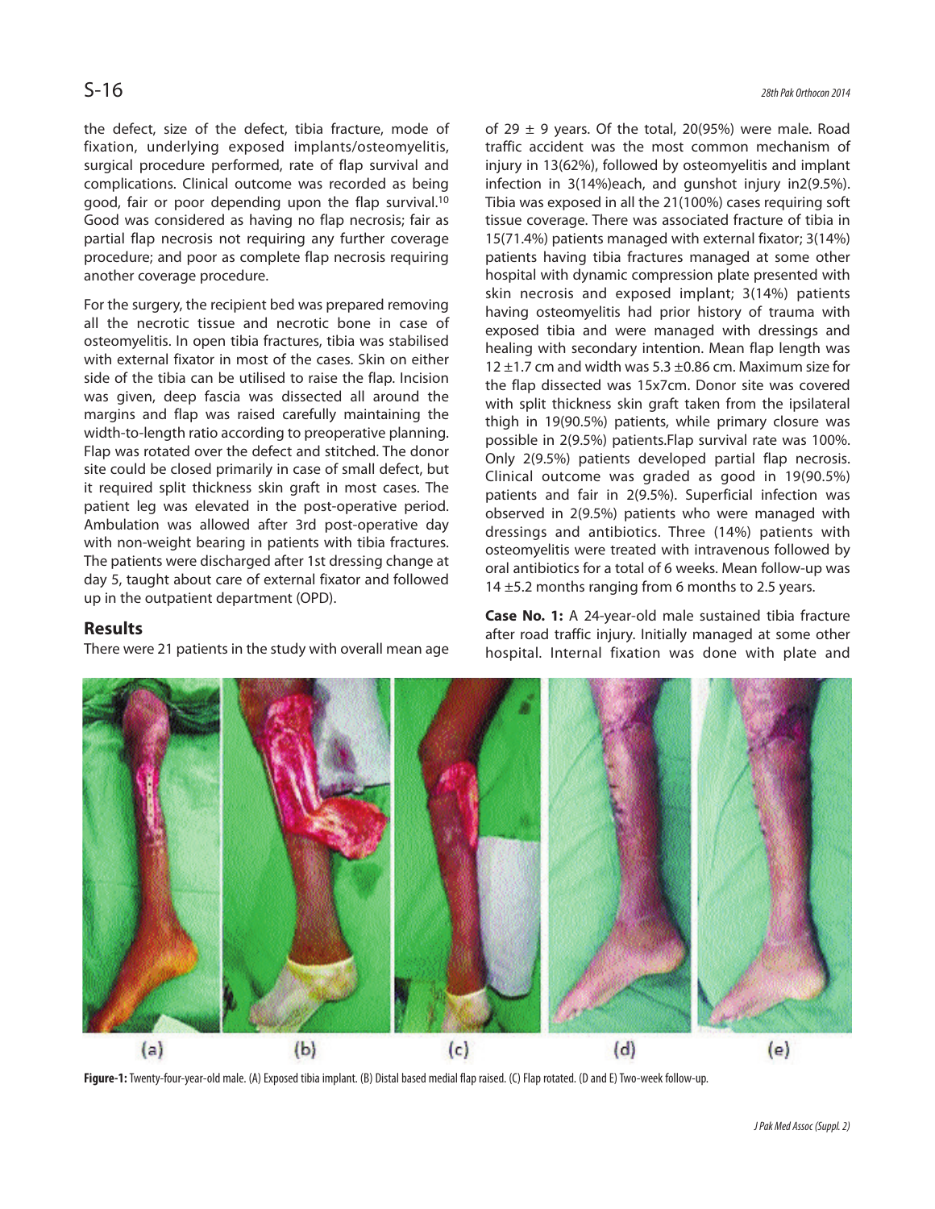the defect, size of the defect, tibia fracture, mode of fixation, underlying exposed implants/osteomyelitis, surgical procedure performed, rate of flap survival and complications. Clinical outcome was recorded as being good, fair or poor depending upon the flap survival.[10] Good was considered as having no flap necrosis; fair as partial flap necrosis not requiring any further coverage procedure; and poor as complete flap necrosis requiring another coverage procedure.

For the surgery, the recipient bed was prepared removing all the necrotic tissue and necrotic bone in case of osteomyelitis. In open tibia fractures, tibia was stabilised with external fixator in most of the cases. Skin on either side of the tibia can be utilised to raise the flap. Incision was given, deep fascia was dissected all around the margins and flap was raised carefully maintaining the width-to-length ratio according to preoperative planning. Flap was rotated over the defect and stitched. The donor site could be closed primarily in case of small defect, but it required split thickness skin graft in most cases. The patient leg was elevated in the post-operative period. Ambulation was allowed after 3rd post-operative day with non-weight bearing in patients with tibia fractures. The patients were discharged after 1st dressing change at day 5, taught about care of external fixator and followed up in the outpatient department (OPD).

## Results

There were 21 patients in the study with overall mean age of 29 ± 9 years. Of the total, 20(95%) were male. Road traffic accident was the most common mechanism of injury in 13(62%), followed by osteomyelitis and implant infection in 3(14%)each, and gunshot injury in2(9.5%). Tibia was exposed in all the 21(100%) cases requiring soft tissue coverage. There was associated fracture of tibia in 15(71.4%) patients managed with external fixator; 3(14%) patients having tibia fractures managed at some other hospital with dynamic compression plate presented with skin necrosis and exposed implant; 3(14%) patients having osteomyelitis had prior history of trauma with exposed tibia and were managed with dressings and healing with secondary intention. Mean flap length was 12 ±1.7 cm and width was 5.3 ±0.86 cm. Maximum size for the flap dissected was 15x7cm. Donor site was covered with split thickness skin graft taken from the ipsilateral thigh in 19(90.5%) patients, while primary closure was possible in 2(9.5%) patients.Flap survival rate was 100%. Only 2(9.5%) patients developed partial flap necrosis. Clinical outcome was graded as good in 19(90.5%) patients and fair in 2(9.5%). Superficial infection was observed in 2(9.5%) patients who were managed with dressings and antibiotics. Three (14%) patients with osteomyelitis were treated with intravenous followed by oral antibiotics for a total of 6 weeks. Mean follow-up was 14 ±5.2 months ranging from 6 months to 2.5 years.

**Case No. 1:** A 24-year-old male sustained tibia fracture after road traffic injury. Initially managed at some other hospital. Internal fixation was done with plate and

(a) (b) (c) (d) (e)

**Figure-1:** Twenty-four-year-old male. (A) Exposed tibia implant. (B) Distal based medial flap raised. (C) Flap rotated. (D and E) Two-week follow-up.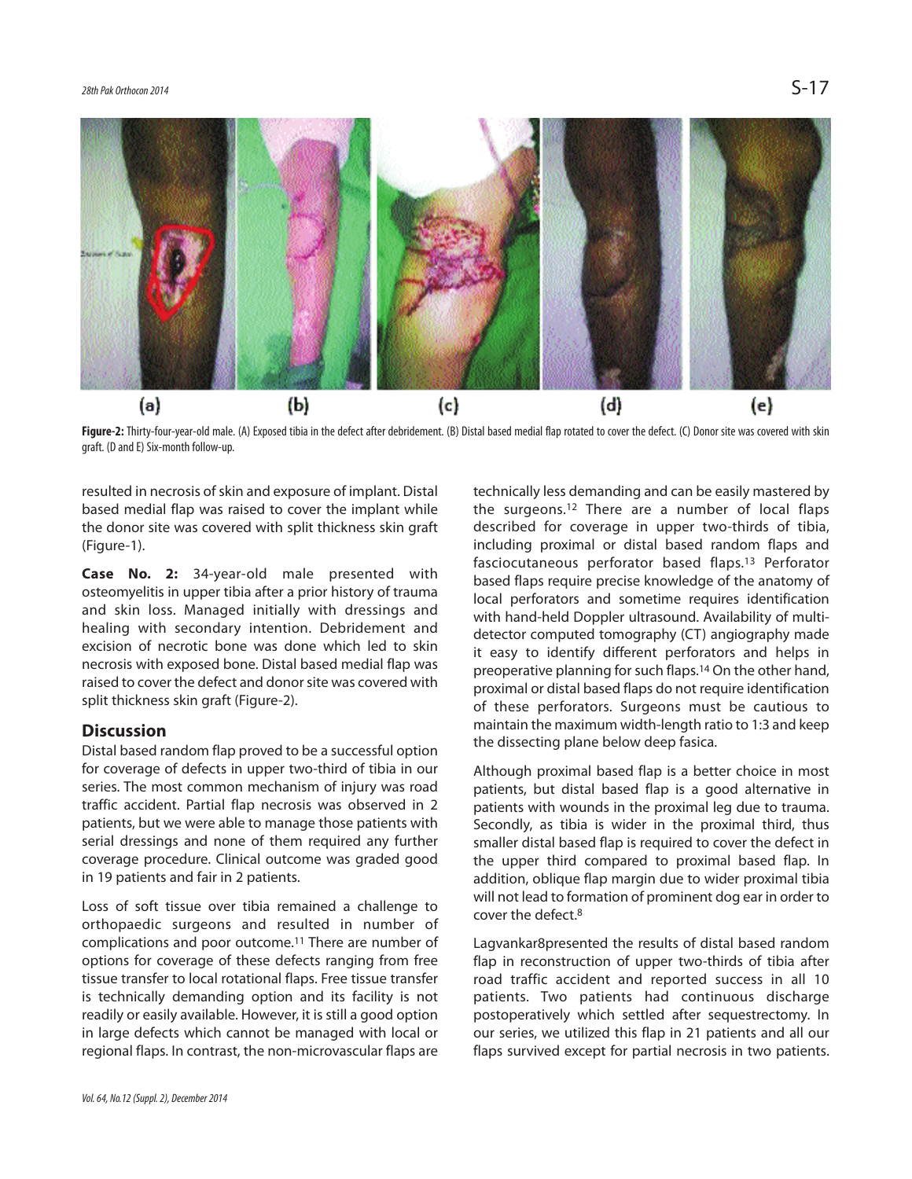**Figure-2:** Thirty-four-year-old male. (A) Exposed tibia in the defect after debridement. (B) Distal based medial flap rotated to cover the defect. (C) Donor site was covered with skin graft. (D and E) Six-month follow-up.

resulted in necrosis of skin and exposure of implant. Distal based medial flap was raised to cover the implant while the donor site was covered with split thickness skin graft (Figure-1).

**Case No. 2:** 34-year-old male presented with osteomyelitis in upper tibia after a prior history of trauma and skin loss. Managed initially with dressings and healing with secondary intention. Debridement and excision of necrotic bone was done which led to skin necrosis with exposed bone. Distal based medial flap was raised to cover the defect and donor site was covered with split thickness skin graft (Figure-2).

## Discussion

Distal based random flap proved to be a successful option for coverage of defects in upper two-third of tibia in our series. The most common mechanism of injury was road traffic accident. Partial flap necrosis was observed in 2 patients, but we were able to manage those patients with serial dressings and none of them required any further coverage procedure. Clinical outcome was graded good in 19 patients and fair in 2 patients.

Loss of soft tissue over tibia remained a challenge to orthopaedic surgeons and resulted in number of complications and poor outcome.[11] There are number of options for coverage of these defects ranging from free tissue transfer to local rotational flaps. Free tissue transfer is technically demanding option and its facility is not readily or easily available. However, it is still a good option in large defects which cannot be managed with local or regional flaps. In contrast, the non-microvascular flaps are technically less demanding and can be easily mastered by the surgeons.[12] There are a number of local flaps described for coverage in upper two-thirds of tibia, including proximal or distal based random flaps and fasciocutaneous perforator based flaps.[13] Perforator based flaps require precise knowledge of the anatomy of local perforators and sometime requires identification with hand-held Doppler ultrasound. Availability of multi-detector computed tomography (CT) angiography made it easy to identify different perforators and helps in preoperative planning for such flaps.[14] On the other hand, proximal or distal based flaps do not require identification of these perforators. Surgeons must be cautious to maintain the maximum width-length ratio to 1:3 and keep the dissecting plane below deep fasica.

Although proximal based flap is a better choice in most patients, but distal based flap is a good alternative in patients with wounds in the proximal leg due to trauma. Secondly, as tibia is wider in the proximal third, thus smaller distal based flap is required to cover the defect in the upper third compared to proximal based flap. In addition, oblique flap margin due to wider proximal tibia will not lead to formation of prominent dog ear in order to cover the defect.[8]

Lagvankar[8]presented the results of distal based random flap in reconstruction of upper two-thirds of tibia after road traffic accident and reported success in all 10 patients. Two patients had continuous discharge postoperatively which settled after sequestrectomy. In our series, we utilized this flap in 21 patients and all our flaps survived except for partial necrosis in two patients.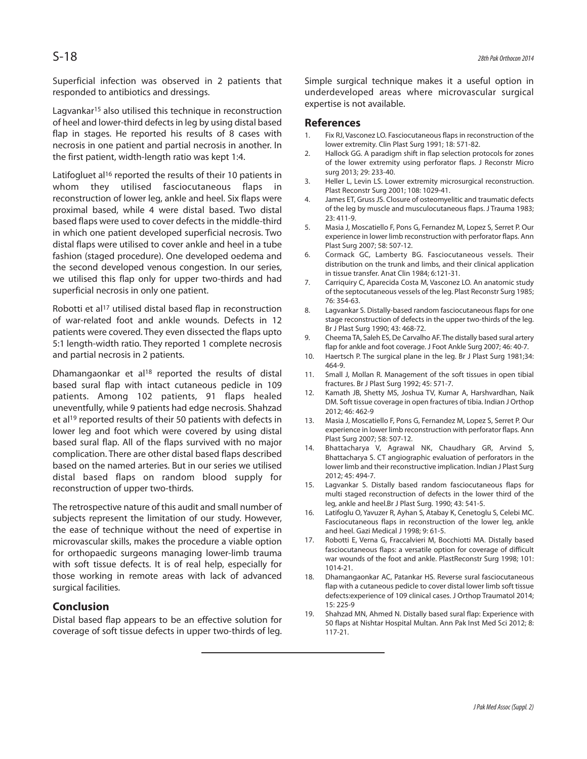Superficial infection was observed in 2 patients that responded to antibiotics and dressings.

Lagvankar[15] also utilised this technique in reconstruction of heel and lower-third defects in leg by using distal based flap in stages. He reported his results of 8 cases with necrosis in one patient and partial necrosis in another. In the first patient, width-length ratio was kept 1:4.

Latifogluet al[16] reported the results of their 10 patients in whom they utilised fasciocutaneous flaps in reconstruction of lower leg, ankle and heel. Six flaps were proximal based, while 4 were distal based. Two distal based flaps were used to cover defects in the middle-third in which one patient developed superficial necrosis. Two distal flaps were utilised to cover ankle and heel in a tube fashion (staged procedure). One developed oedema and the second developed venous congestion. In our series, we utilised this flap only for upper two-thirds and had superficial necrosis in only one patient.

Robotti et al[17] utilised distal based flap in reconstruction of war-related foot and ankle wounds. Defects in 12 patients were covered. They even dissected the flaps upto 5:1 length-width ratio. They reported 1 complete necrosis and partial necrosis in 2 patients.

Dhamangaonkar et al[18] reported the results of distal based sural flap with intact cutaneous pedicle in 109 patients. Among 102 patients, 91 flaps healed uneventfully, while 9 patients had edge necrosis. Shahzad et al[19] reported results of their 50 patients with defects in lower leg and foot which were covered by using distal based sural flap. All of the flaps survived with no major complication. There are other distal based flaps described based on the named arteries. But in our series we utilised distal based flaps on random blood supply for reconstruction of upper two-thirds.

The retrospective nature of this audit and small number of subjects represent the limitation of our study. However, the ease of technique without the need of expertise in microvascular skills, makes the procedure a viable option for orthopaedic surgeons managing lower-limb trauma with soft tissue defects. It is of real help, especially for those working in remote areas with lack of advanced surgical facilities.

## Conclusion

Distal based flap appears to be an effective solution for coverage of soft tissue defects in upper two-thirds of leg. Simple surgical technique makes it a useful option in underdeveloped areas where microvascular surgical expertise is not available.

## References

1. Fix RJ, Vasconez LO. Fasciocutaneous flaps in reconstruction of the lower extremity. Clin Plast Surg 1991; 18: 571-82.
2. Hallock GG. A paradigm shift in flap selection protocols for zones of the lower extremity using perforator flaps. J Reconstr Micro surg 2013; 29: 233-40.
3. Heller L, Levin LS. Lower extremity microsurgical reconstruction. Plast Reconstr Surg 2001; 108: 1029-41.
4. James ET, Gruss JS. Closure of osteomyelitic and traumatic defects of the leg by muscle and musculocutaneous flaps. J Trauma 1983; 23: 411-9.
5. Masia J, Moscatiello F, Pons G, Fernandez M, Lopez S, Serret P. Our experience in lower limb reconstruction with perforator flaps. Ann Plast Surg 2007; 58: 507-12.
6. Cormack GC, Lamberty BG. Fasciocutaneous vessels. Their distribution on the trunk and limbs, and their clinical application in tissue transfer. Anat Clin 1984; 6:121-31.
7. Carriquiry C, Aparecida Costa M, Vasconez LO. An anatomic study of the septocutaneous vessels of the leg. Plast Reconstr Surg 1985; 76: 354-63.
8. Lagvankar S. Distally-based random fasciocutaneous flaps for one stage reconstruction of defects in the upper two-thirds of the leg. Br J Plast Surg 1990; 43: 468-72.
9. Cheema TA, Saleh ES, De Carvalho AF. The distally based sural artery flap for ankle and foot coverage. J Foot Ankle Surg 2007; 46: 40-7.
10. Haertsch P. The surgical plane in the leg. Br J Plast Surg 1981;34: 464-9.
11. Small J, Mollan R. Management of the soft tissues in open tibial fractures. Br J Plast Surg 1992; 45: 571-7.
12. Kamath JB, Shetty MS, Joshua TV, Kumar A, Harshvardhan, Naik DM. Soft tissue coverage in open fractures of tibia. Indian J Orthop 2012; 46: 462-9
13. Masia J, Moscatiello F, Pons G, Fernandez M, Lopez S, Serret P. Our experience in lower limb reconstruction with perforator flaps. Ann Plast Surg 2007; 58: 507-12.
14. Bhattacharya V, Agrawal NK, Chaudhary GR, Arvind S, Bhattacharya S. CT angiographic evaluation of perforators in the lower limb and their reconstructive implication. Indian J Plast Surg 2012; 45: 494-7.
15. Lagvankar S. Distally based random fasciocutaneous flaps for multi staged reconstruction of defects in the lower third of the leg, ankle and heel.Br J Plast Surg. 1990; 43: 541-5.
16. Latifoglu O, Yavuzer R, Ayhan S, Atabay K, Cenetoglu S, Celebi MC. Fasciocutaneous flaps in reconstruction of the lower leg, ankle and heel. Gazi Medical J 1998; 9: 61-5.
17. Robotti E, Verna G, Fraccalvieri M, Bocchiotti MA. Distally based fasciocutaneous flaps: a versatile option for coverage of difficult war wounds of the foot and ankle. PlastReconstr Surg 1998; 101: 1014-21.
18. Dhamangaonkar AC, Patankar HS. Reverse sural fasciocutaneous flap with a cutaneous pedicle to cover distal lower limb soft tissue defects:experience of 109 clinical cases. J Orthop Traumatol 2014; 15: 225-9
19. Shahzad MN, Ahmed N. Distally based sural flap: Experience with 50 flaps at Nishtar Hospital Multan. Ann Pak Inst Med Sci 2012; 8: 117-21.